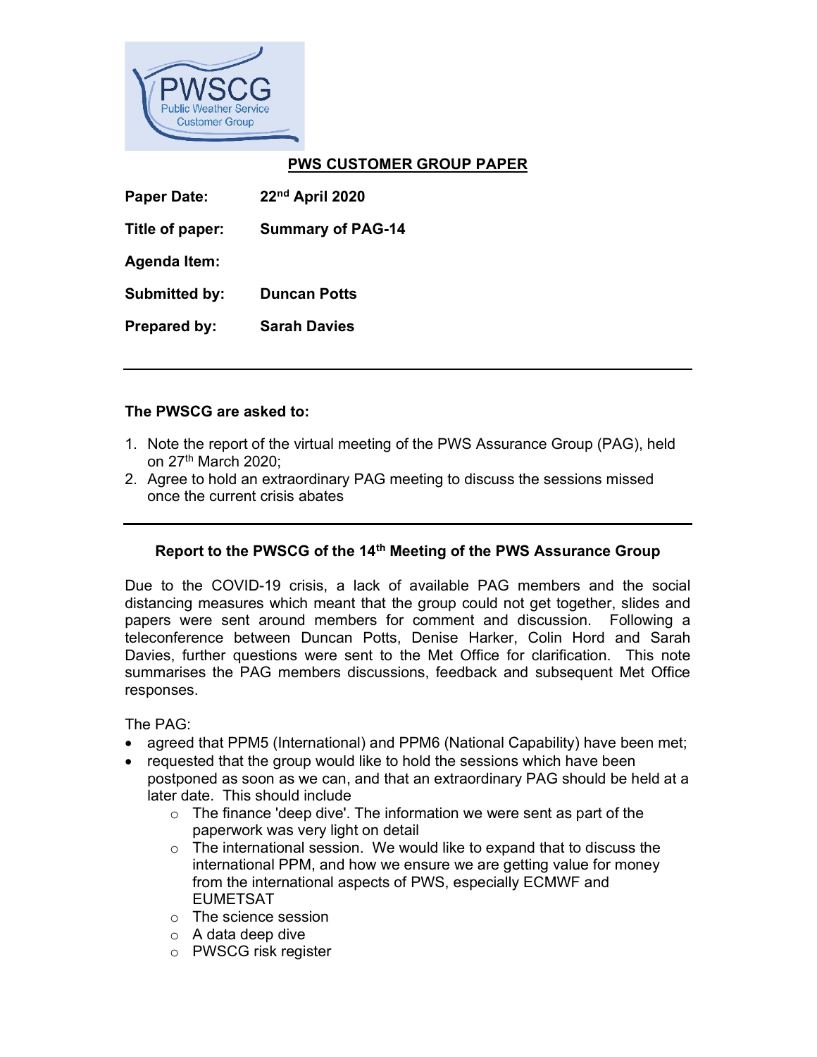PWSCG
Public Weather Service
Customer Group

## PWS CUSTOMER GROUP PAPER

**Paper Date:** **22nd April 2020**

**Title of paper:** **Summary of PAG-14**

**Agenda Item:**

**Submitted by:** **Duncan Potts**

**Prepared by:** **Sarah Davies**

---

**The PWSCG are asked to:**

1. Note the report of the virtual meeting of the PWS Assurance Group (PAG), held on 27th March 2020;
2. Agree to hold an extraordinary PAG meeting to discuss the sessions missed once the current crisis abates

---

### Report to the PWSCG of the 14th Meeting of the PWS Assurance Group

Due to the COVID-19 crisis, a lack of available PAG members and the social distancing measures which meant that the group could not get together, slides and papers were sent around members for comment and discussion. Following a teleconference between Duncan Potts, Denise Harker, Colin Hord and Sarah Davies, further questions were sent to the Met Office for clarification. This note summarises the PAG members discussions, feedback and subsequent Met Office responses.

The PAG:

- agreed that PPM5 (International) and PPM6 (National Capability) have been met;
- requested that the group would like to hold the sessions which have been postponed as soon as we can, and that an extraordinary PAG should be held at a later date. This should include
  - The finance 'deep dive'. The information we were sent as part of the paperwork was very light on detail
  - The international session. We would like to expand that to discuss the international PPM, and how we ensure we are getting value for money from the international aspects of PWS, especially ECMWF and EUMETSAT
  - The science session
  - A data deep dive
  - PWSCG risk register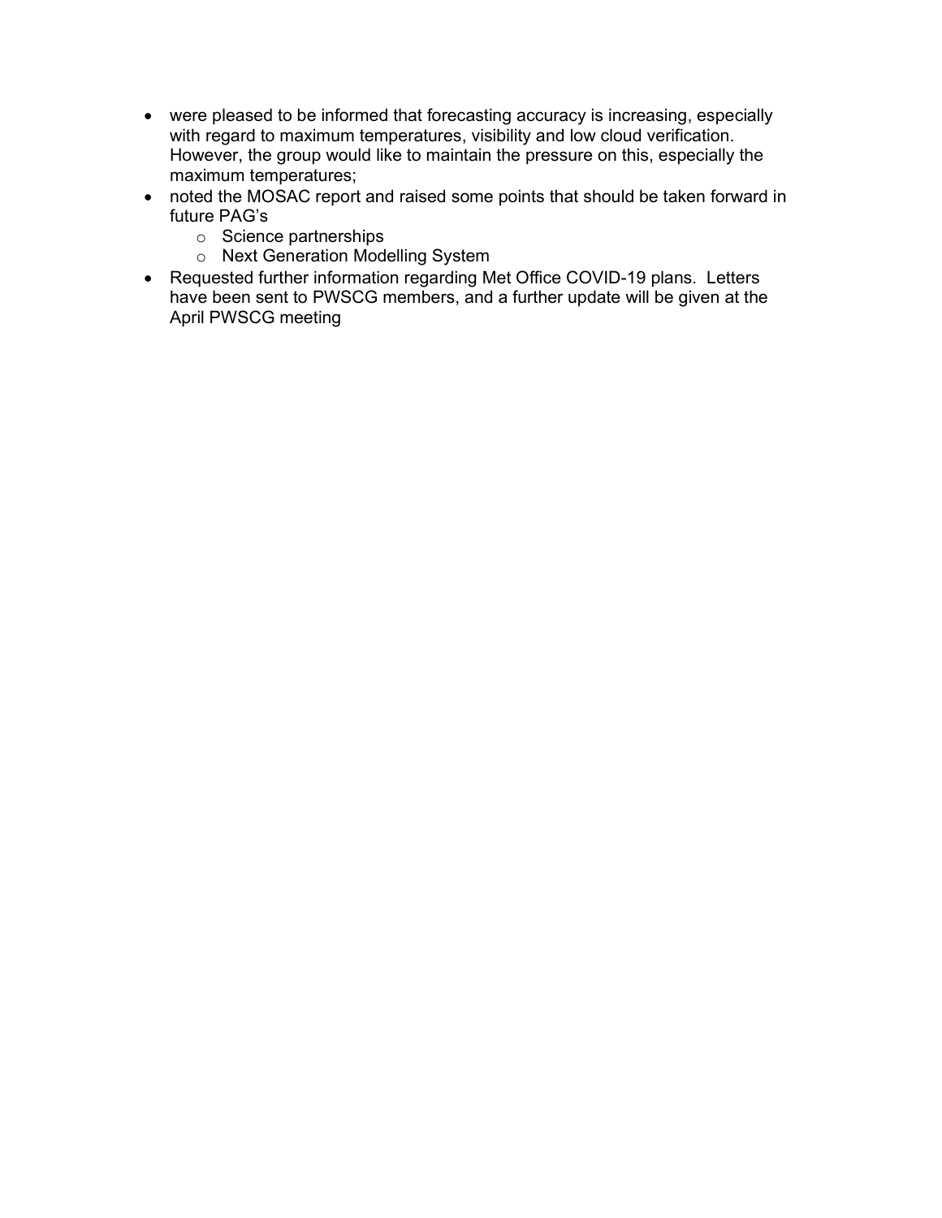- were pleased to be informed that forecasting accuracy is increasing, especially with regard to maximum temperatures, visibility and low cloud verification. However, the group would like to maintain the pressure on this, especially the maximum temperatures;
- noted the MOSAC report and raised some points that should be taken forward in future PAG's
  - Science partnerships
  - Next Generation Modelling System
- Requested further information regarding Met Office COVID-19 plans. Letters have been sent to PWSCG members, and a further update will be given at the April PWSCG meeting